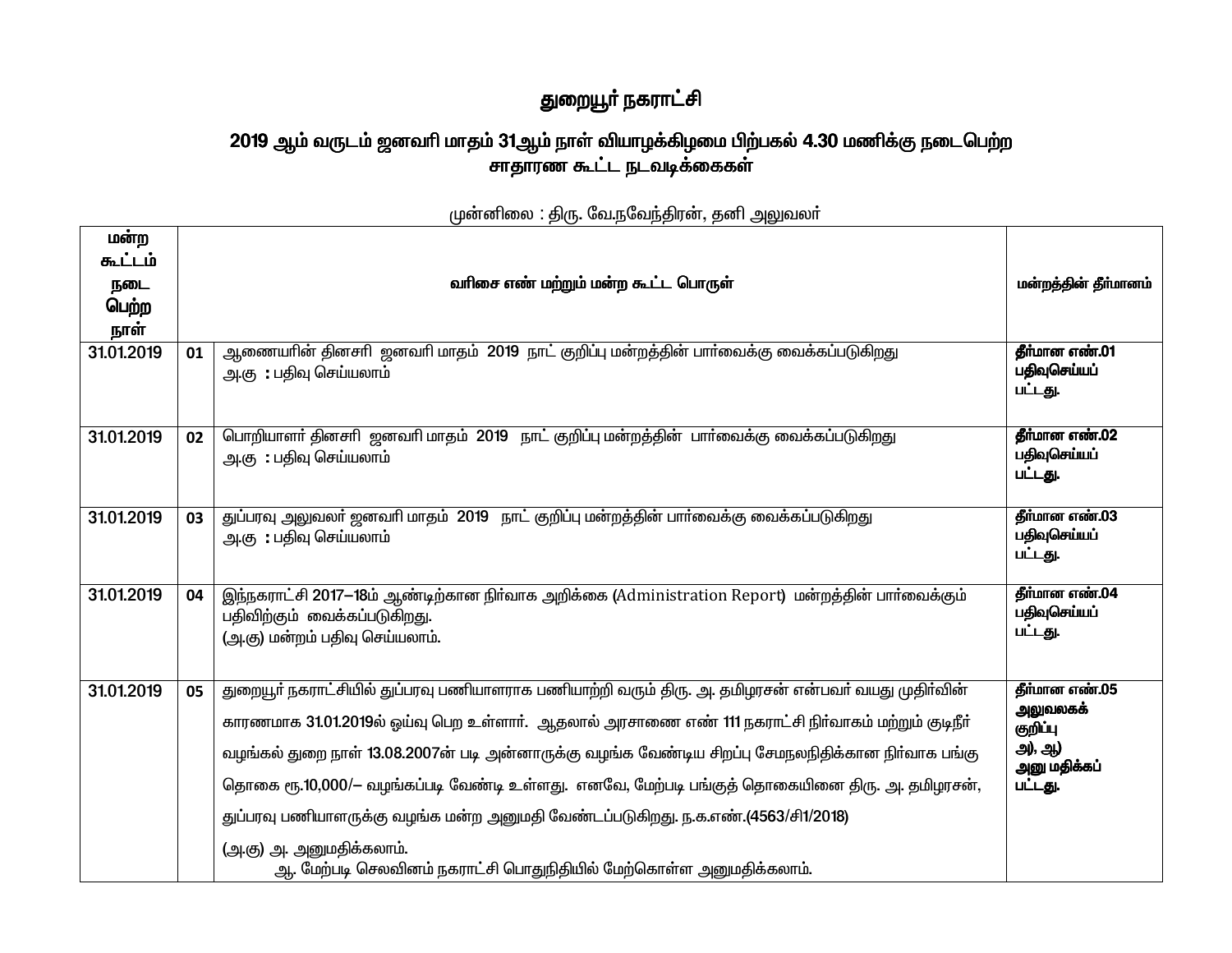# துறையூர் நகராட்சி

## 2019 ஆம் வருடம் ஜனவரி மாதம் 31ஆம் நாள் வியாழக்கிழமை பிற்பகல் 4.30 மணிக்கு நடைபெற்ற சாதாரண கூட்ட நடவடிக்கைகள்

முன்னிலை : திரு. வே.நவேந்திரன், தனி அலுவலர்

| மன்ற கூட்டம் நடை பெற்ற நாள் | வரிசை எண் மற்றும் மன்ற கூட்ட பொருள் | | மன்றத்தின் தீர்மானம் |
|---|---|---|---|
| 31.01.2019 | 01 | ஆணையரின் தினசரி ஜனவரி மாதம் 2019 நாட் குறிப்பு மன்றத்தின் பார்வைக்கு வைக்கப்படுகிறது<br>அ.கு : பதிவு செய்யலாம் | **தீர்மான எண்.01 பதிவுசெய்யப் பட்டது.** |
| 31.01.2019 | 02 | பொறியாளர் தினசரி ஜனவரி மாதம் 2019 நாட் குறிப்பு மன்றத்தின் பார்வைக்கு வைக்கப்படுகிறது<br>அ.கு : பதிவு செய்யலாம் | **தீர்மான எண்.02 பதிவுசெய்யப் பட்டது.** |
| 31.01.2019 | 03 | துப்பரவு அலுவலர் ஜனவரி மாதம் 2019 நாட் குறிப்பு மன்றத்தின் பார்வைக்கு வைக்கப்படுகிறது<br>அ.கு : பதிவு செய்யலாம் | **தீர்மான எண்.03 பதிவுசெய்யப் பட்டது.** |
| 31.01.2019 | 04 | இந்நகராட்சி 2017–18ம் ஆண்டிற்கான நிர்வாக அறிக்கை (Administration Report) மன்றத்தின் பார்வைக்கும் பதிவிற்கும் வைக்கப்படுகிறது.<br>(அ.கு) மன்றம் பதிவு செய்யலாம். | **தீர்மான எண்.04 பதிவுசெய்யப் பட்டது.** |
| 31.01.2019 | 05 | துறையூர் நகராட்சியில் துப்பரவு பணியாளராக பணியாற்றி வரும் திரு. அ. தமிழரசன் என்பவர் வயது முதிர்வின் காரணமாக 31.01.2019ல் ஓய்வு பெற உள்ளார். ஆதலால் அரசாணை எண் 111 நகராட்சி நிர்வாகம் மற்றும் குடிநீர் வழங்கல் துறை நாள் 13.08.2007ன் படி அன்னாருக்கு வழங்க வேண்டிய சிறப்பு சேமநலநிதிக்கான நிர்வாக பங்கு தொகை ரூ.10,000/– வழங்கப்படி வேண்டி உள்ளது. எனவே, மேற்படி பங்குத் தொகையினை திரு. அ. தமிழரசன், துப்பரவு பணியாளருக்கு வழங்க மன்ற அனுமதி வேண்டப்படுகிறது. ந.க.எண்.(4563/சி1/2018)<br>(அ.கு) அ. அனுமதிக்கலாம்.<br>ஆ. மேற்படி செலவினம் நகராட்சி பொதுநிதியில் மேற்கொள்ள அனுமதிக்கலாம். | **தீர்மான எண்.05 அலுவலகக் குறிப்பு அ), ஆ) அனு மதிக்கப் பட்டது.** |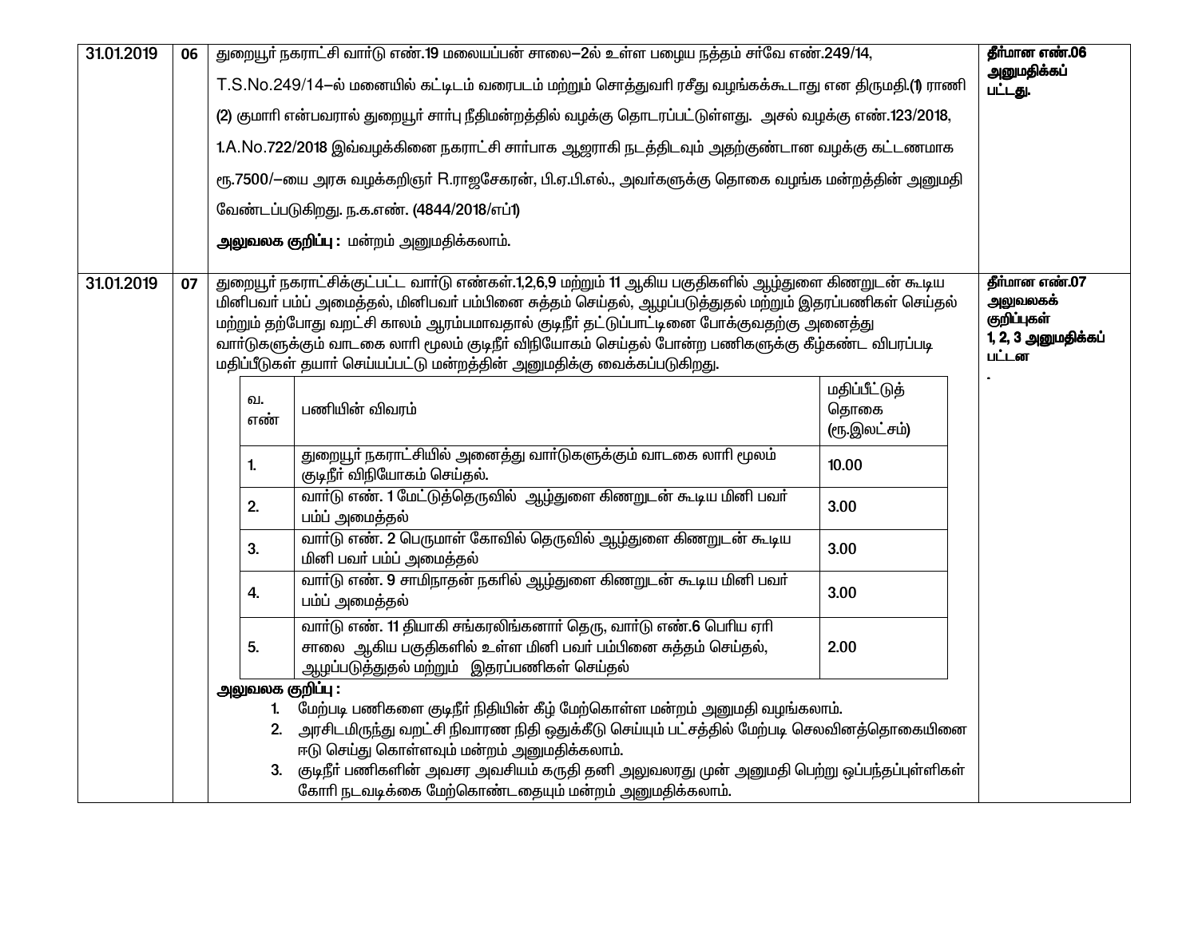| | | | |
|---|---|---|---|
| 31.01.2019 | 06 | துறையூர் நகராட்சி வார்டு எண்.19 மலையப்பன் சாலை–2ல் உள்ள பழைய நத்தம் சர்வே எண்.249/14, T.S.No.249/14–ல் மனையில் கட்டிடம் வரைபடம் மற்றும் சொத்துவரி ரசீது வழங்கக்கூடாது என திருமதி.(1) ராணி (2) குமாரி என்பவரால் துறையூர் சார்பு நீதிமன்றத்தில் வழக்கு தொடரப்பட்டுள்ளது. அசல் வழக்கு எண்.123/2018, 1.A.No.722/2018 இவ்வழக்கினை நகராட்சி சார்பாக ஆஜராகி நடத்திடவும் அதற்குண்டான வழக்கு கட்டணமாக ரூ.7500/–யை அரசு வழக்கறிஞர் R.ராஜசேகரன், பி.ஏ.பி.எல்., அவர்களுக்கு தொகை வழங்க மன்றத்தின் அனுமதி வேண்டப்படுகிறது. ந.க.எண். (4844/2018/எப்1)<br><br>**அலுவலக குறிப்பு :** மன்றம் அனுமதிக்கலாம். | **தீர்மான எண்.06 அனுமதிக்கப் பட்டது.** |
| 31.01.2019 | 07 | துறையூர் நகராட்சிக்குட்பட்ட வார்டு எண்கள்.1,2,6,9 மற்றும் 11 ஆகிய பகுதிகளில் ஆழ்துளை கிணறுடன் கூடிய மினிபவர் பம்ப் அமைத்தல், மினிபவர் பம்பினை சுத்தம் செய்தல், ஆழப்படுத்துதல் மற்றும் இதரப்பணிகள் செய்தல் மற்றும் தற்போது வறட்சி காலம் ஆரம்பமாவதால் குடிநீர் தட்டுப்பாட்டினை போக்குவதற்கு அனைத்து வார்டுகளுக்கும் வாடகை லாரி மூலம் குடிநீர் விநியோகம் செய்தல் போன்ற பணிகளுக்கு கீழ்கண்ட விபரப்படி மதிப்பீடுகள் தயார் செய்யப்பட்டு மன்றத்தின் அனுமதிக்கு வைக்கப்படுகிறது. | **தீர்மான எண்.07 அலுவலகக் குறிப்புகள் 1, 2, 3 அனுமதிக்கப் பட்டன** |

| வ. எண் | பணியின் விவரம் | மதிப்பீட்டுத் தொகை (ரூ.இலட்சம்) |
|---|---|---|
| 1. | துறையூர் நகராட்சியில் அனைத்து வார்டுகளுக்கும் வாடகை லாரி மூலம் குடிநீர் விநியோகம் செய்தல். | 10.00 |
| 2. | வார்டு எண். 1 மேட்டுத்தெருவில் ஆழ்துளை கிணறுடன் கூடிய மினி பவர் பம்ப் அமைத்தல் | 3.00 |
| 3. | வார்டு எண். 2 பெருமாள் கோவில் தெருவில் ஆழ்துளை கிணறுடன் கூடிய மினி பவர் பம்ப் அமைத்தல் | 3.00 |
| 4. | வார்டு எண். 9 சாமிநாதன் நகரில் ஆழ்துளை கிணறுடன் கூடிய மினி பவர் பம்ப் அமைத்தல் | 3.00 |
| 5. | வார்டு எண். 11 தியாகி சங்கரலிங்கனார் தெரு, வார்டு எண்.6 பெரிய ஏரி சாலை ஆகிய பகுதிகளில் உள்ள மினி பவர் பம்பினை சுத்தம் செய்தல், ஆழப்படுத்துதல் மற்றும் இதரப்பணிகள் செய்தல் | 2.00 |

**அலுவலக குறிப்பு :**

1. மேற்படி பணிகளை குடிநீர் நிதியின் கீழ் மேற்கொள்ள மன்றம் அனுமதி வழங்கலாம்.
2. அரசிடமிருந்து வறட்சி நிவாரண நிதி ஒதுக்கீடு செய்யும் பட்சத்தில் மேற்படி செலவினத்தொகையினை ஈடு செய்து கொள்ளவும் மன்றம் அனுமதிக்கலாம்.
3. குடிநீர் பணிகளின் அவசர அவசியம் கருதி தனி அலுவலரது முன் அனுமதி பெற்று ஒப்பந்தப்புள்ளிகள் கோரி நடவடிக்கை மேற்கொண்டதையும் மன்றம் அனுமதிக்கலாம்.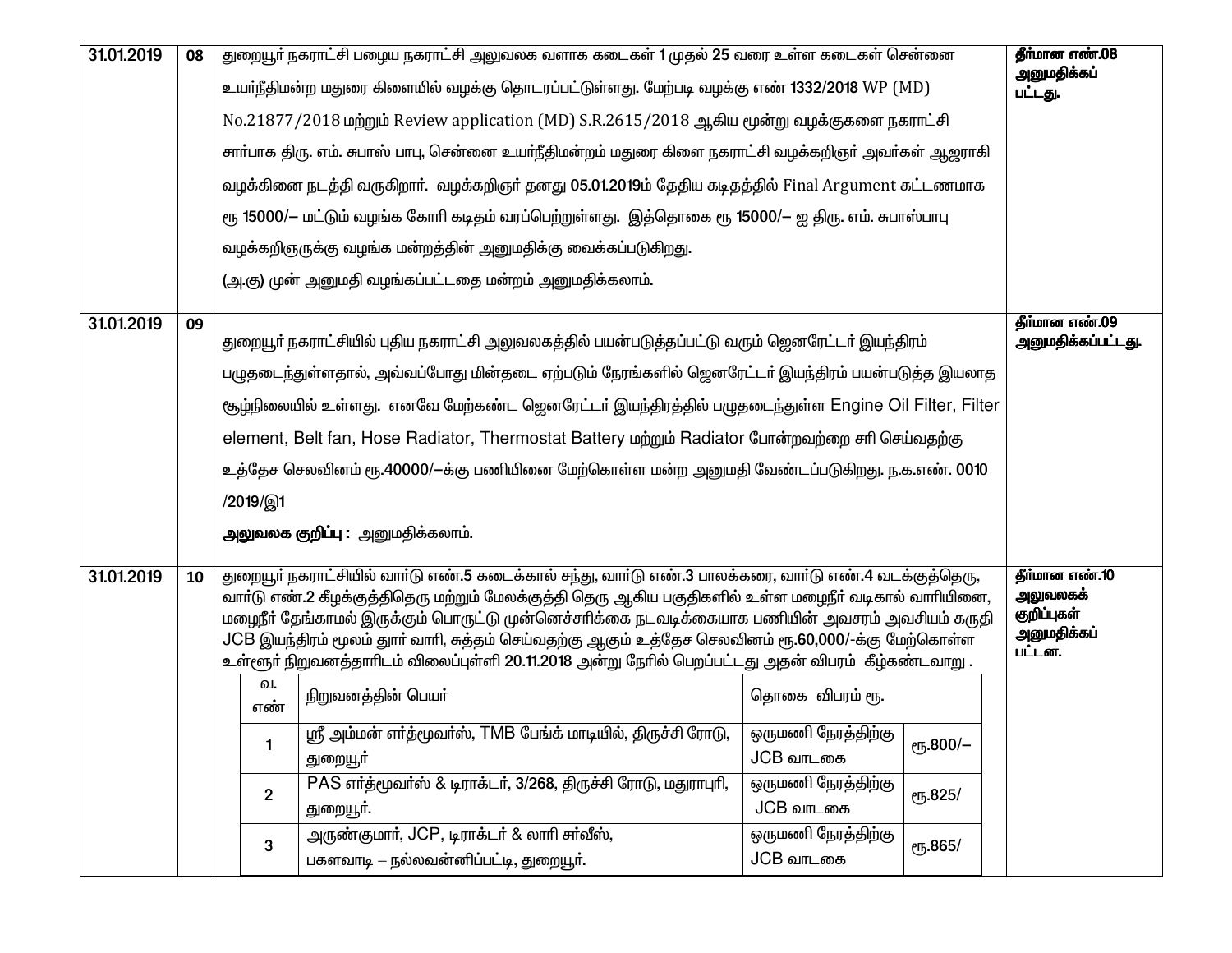| | | | |
|---|---|---|---|
| 31.01.2019 | 08 | துறையூர் நகராட்சி பழைய நகராட்சி அலுவலக வளாக கடைகள் 1 முதல் 25 வரை உள்ள கடைகள் சென்னை உயர்நீதிமன்ற மதுரை கிளையில் வழக்கு தொடரப்பட்டுள்ளது. மேற்படி வழக்கு எண் 1332/2018 WP (MD) No.21877/2018 மற்றும் Review application (MD) S.R.2615/2018 ஆகிய மூன்று வழக்குகளை நகராட்சி சார்பாக திரு. எம். சுபாஸ் பாபு, சென்னை உயர்நீதிமன்றம் மதுரை கிளை நகராட்சி வழக்கறிஞர் அவர்கள் ஆஜராகி வழக்கினை நடத்தி வருகிறார். வழக்கறிஞர் தனது 05.01.2019ம் தேதிய கடிதத்தில் Final Argument கட்டணமாக ரூ 15000/– மட்டும் வழங்க கோரி கடிதம் வரப்பெற்றுள்ளது. இத்தொகை ரூ 15000/– ஐ திரு. எம். சுபாஸ்பாபு வழக்கறிஞருக்கு வழங்க மன்றத்தின் அனுமதிக்கு வைக்கப்படுகிறது.<br>(அ.கு) முன் அனுமதி வழங்கப்பட்டதை மன்றம் அனுமதிக்கலாம். | **தீர்மான எண்.08 அனுமதிக்கப் பட்டது.** |
| 31.01.2019 | 09 | துறையூர் நகராட்சியில் புதிய நகராட்சி அலுவலகத்தில் பயன்படுத்தப்பட்டு வரும் ஜெனரேட்டர் இயந்திரம் பழுதடைந்துள்ளதால், அவ்வப்போது மின்தடை ஏற்படும் நேரங்களில் ஜெனரேட்டர் இயந்திரம் பயன்படுத்த இயலாத சூழ்நிலையில் உள்ளது. எனவே மேற்கண்ட ஜெனரேட்டர் இயந்திரத்தில் பழுதடைந்துள்ள Engine Oil Filter, Filter element, Belt fan, Hose Radiator, Thermostat Battery மற்றும் Radiator போன்றவற்றை சரி செய்வதற்கு உத்தேச செலவினம் ரூ.40000/–க்கு பணியினை மேற்கொள்ள மன்ற அனுமதி வேண்டப்படுகிறது. ந.க.எண். 0010 /2019/இ1<br>**அலுவலக குறிப்பு :** அனுமதிக்கலாம். | **தீர்மான எண்.09 அனுமதிக்கப்பட்டது.** |
| 31.01.2019 | 10 | துறையூர் நகராட்சியில் வார்டு எண்.5 கடைக்கால் சந்து, வார்டு எண்.3 பாலக்கரை, வார்டு எண்.4 வடக்குத்தெரு, வார்டு எண்.2 கீழக்குத்திதெரு மற்றும் மேலக்குத்தி தெரு ஆகிய பகுதிகளில் உள்ள மழைநீர் வடிகால் வாரியினை, மழைநீர் தேங்காமல் இருக்கும் பொருட்டு முன்னெச்சரிக்கை நடவடிக்கையாக பணியின் அவசரம் அவசியம் கருதி JCB இயந்திரம் மூலம் தூர் வாரி, சுத்தம் செய்வதற்கு ஆகும் உத்தேச செலவினம் ரூ.60,000/-க்கு மேற்கொள்ள உள்ளூர் நிறுவனத்தாரிடம் விலைப்புள்ளி 20.11.2018 அன்று நேரில் பெறப்பட்டது அதன் விபரம் கீழ்கண்டவாறு . | **தீர்மான எண்.10 அலுவலகக் குறிப்புகள் அனுமதிக்கப் பட்டன.** |

| வ. எண் | நிறுவனத்தின் பெயர் | தொகை விபரம் ரூ. | |
|---|---|---|---|
| 1 | ஸ்ரீ அம்மன் எர்த்மூவர்ஸ், TMB பேங்க் மாடியில், திருச்சி ரோடு, துறையூர் | ஒருமணி நேரத்திற்கு JCB வாடகை | ரூ.800/– |
| 2 | PAS எர்த்மூவர்ஸ் & டிராக்டர், 3/268, திருச்சி ரோடு, மதுராபுரி, துறையூர். | ஒருமணி நேரத்திற்கு JCB வாடகை | ரூ.825/ |
| 3 | அருண்குமார், JCP, டிராக்டர் & லாரி சர்வீஸ், பகளவாடி – நல்லவன்னிப்பட்டி, துறையூர். | ஒருமணி நேரத்திற்கு JCB வாடகை | ரூ.865/ |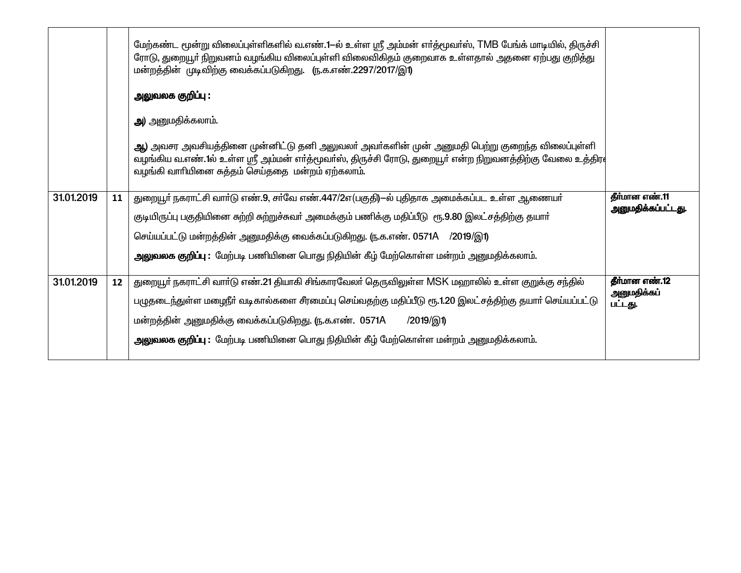| | | | |
|---|---|---|---|
| | | மேற்கண்ட மூன்று விலைப்புள்ளிகளில் வ.எண்.1–ல் உள்ள ஸ்ரீ அம்மன் எர்த்மூவர்ஸ், TMB பேங்க் மாடியில், திருச்சி ரோடு, துறையூர் நிறுவனம் வழங்கிய விலைப்புள்ளி விலைவிகிதம் குறைவாக உள்ளதால் அதனை ஏற்பது குறித்து மன்றத்தின் முடிவிற்கு வைக்கப்படுகிறது. (ந.க.எண்.2297/2017/இ1)<br><br>**அலுவலக குறிப்பு :**<br><br>**அ)** அனுமதிக்கலாம்.<br><br>**ஆ)** அவசர அவசியத்தினை முன்னிட்டு தனி அலுவலர் அவர்களின் முன் அனுமதி பெற்று குறைந்த விலைப்புள்ளி வழங்கிய வ.எண்.1ல் உள்ள ஸ்ரீ அம்மன் எர்த்மூவர்ஸ், திருச்சி ரோடு, துறையூர் என்ற நிறுவனத்திற்கு வேலை உத்திரவு வழங்கி வாரியினை சுத்தம் செய்ததை மன்றம் ஏற்கலாம். | |
| 31.01.2019 | **11** | துறையூர் நகராட்சி வார்டு எண்.9, சர்வே எண்.447/2எ(பகுதி)–ல் புதிதாக அமைக்கப்பட உள்ள ஆணையர் குடியிருப்பு பகுதியினை சுற்றி சுற்றுச்சுவர் அமைக்கும் பணிக்கு மதிப்பீடு ரூ.9.80 இலட்சத்திற்கு தயார் செய்யப்பட்டு மன்றத்தின் அனுமதிக்கு வைக்கப்படுகிறது. (ந.க.எண். 0571A /2019/இ1)<br>**அலுவலக குறிப்பு :** மேற்படி பணியினை பொது நிதியின் கீழ் மேற்கொள்ள மன்றம் அனுமதிக்கலாம். | **தீர்மான எண்.11 அனுமதிக்கப்பட்டது.** |
| 31.01.2019 | **12** | துறையூர் நகராட்சி வார்டு எண்.21 தியாகி சிங்காரவேலர் தெருவிலுள்ள MSK மஹாலில் உள்ள குறுக்கு சந்தில் பழுதடைந்துள்ள மழைநீர் வடிகால்களை சீரமைப்பு செய்வதற்கு மதிப்பீடு ரூ.1.20 இலட்சத்திற்கு தயார் செய்யப்பட்டு மன்றத்தின் அனுமதிக்கு வைக்கப்படுகிறது. (ந.க.எண். 0571A /2019/இ1)<br>**அலுவலக குறிப்பு :** மேற்படி பணியினை பொது நிதியின் கீழ் மேற்கொள்ள மன்றம் அனுமதிக்கலாம். | **தீர்மான எண்.12 அனுமதிக்கப் பட்டது.** |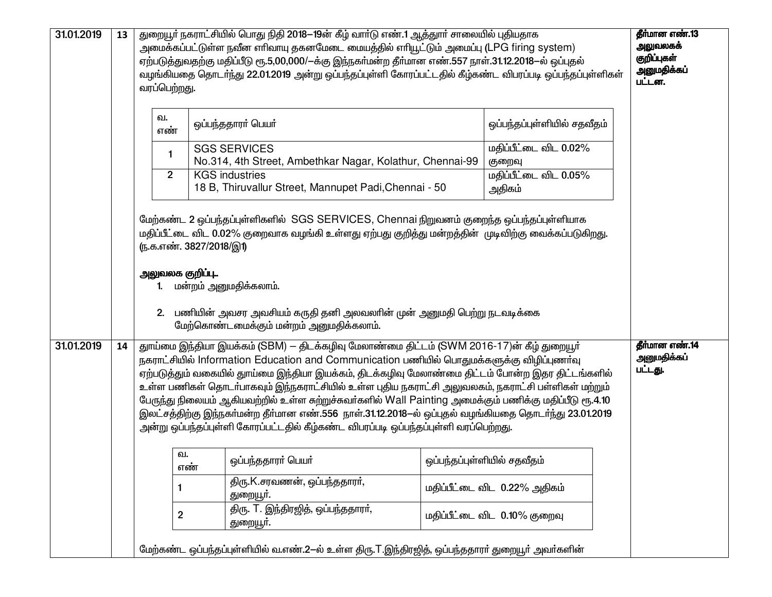| | | | |
|---|---|---|---|
| 31.01.2019 | 13 | துறையூர் நகராட்சியில் பொது நிதி 2018–19ன் கீழ் வார்டு எண்.1 ஆத்தூர் சாலையில் புதியதாக அமைக்கப்பட்டுள்ள நவீன எரிவாயு தகனமேடை மையத்தில் எரியூட்டும் அமைப்பு (LPG firing system) ஏற்படுத்துவதற்கு மதிப்பீடு ரூ.5,00,000/–க்கு இந்நகர்மன்ற தீர்மான எண்.557 நாள்.31.12.2018–ல் ஒப்புதல் வழங்கியதை தொடர்ந்து 22.01.2019 அன்று ஒப்பந்தப்புள்ளி கோரப்பட்டதில் கீழ்கண்ட விபரப்படி ஒப்பந்தப்புள்ளிகள் வரப்பெற்றது.<br><br>வ. எண் \| ஒப்பந்ததாரர் பெயர் \| ஒப்பந்தப்புள்ளியில் சதவீதம்<br>1 \| SGS SERVICES No.314, 4th Street, Ambethkar Nagar, Kolathur, Chennai-99 \| மதிப்பீட்டை விட 0.02% குறைவு<br>2 \| KGS industries 18 B, Thiruvallur Street, Mannupet Padi,Chennai - 50 \| மதிப்பீட்டை விட 0.05% அதிகம்<br><br>மேற்கண்ட 2 ஒப்பந்தப்புள்ளிகளில் SGS SERVICES, Chennai நிறுவனம் குறைந்த ஒப்பந்தப்புள்ளியாக மதிப்பீட்டை விட 0.02% குறைவாக வழங்கி உள்ளது ஏற்பது குறித்து மன்றத்தின் முடிவிற்கு வைக்கப்படுகிறது. (ந.க.எண். 3827/2018/இ1)<br><br>**அலுவலக குறிப்பு.**<br>1. மன்றம் அனுமதிக்கலாம்.<br>2. பணியின் அவசர அவசியம் கருதி தனி அலவலரின் முன் அனுமதி பெற்று நடவடிக்கை மேற்கொண்டமைக்கும் மன்றம் அனுமதிக்கலாம். | **தீர்மான எண்.13 அலுவலகக் குறிப்புகள் அனுமதிக்கப் பட்டன.** |
| 31.01.2019 | 14 | தூய்மை இந்தியா இயக்கம் (SBM) – திடக்கழிவு மேலாண்மை திட்டம் (SWM 2016-17)ன் கீழ் துறையூர் நகராட்சியில் Information Education and Communication பணியில் பொதுமக்களுக்கு விழிப்புணர்வு ஏற்படுத்தும் வகையில் தூய்மை இந்தியா இயக்கம், திடக்கழிவு மேலாண்மை திட்டம் போன்ற இதர திட்டங்களில் உள்ள பணிகள் தொடர்பாகவும் இந்நகராட்சியில் உள்ள புதிய நகராட்சி அலுவலகம், நகராட்சி பள்ளிகள் மற்றும் பேருந்து நிலையம் ஆகியவற்றில் உள்ள சுற்றுச்சுவர்களில் Wall Painting அமைக்கும் பணிக்கு மதிப்பீடு ரூ.4.10 இலட்சத்திற்கு இந்நகர்மன்ற தீர்மான எண்.556 நாள்.31.12.2018–ல் ஒப்புதல் வழங்கியதை தொடர்ந்து 23.01.2019 அன்று ஒப்பந்தப்புள்ளி கோரப்பட்டதில் கீழ்கண்ட விபரப்படி ஒப்பந்தப்புள்ளி வரப்பெற்றது.<br><br>வ. எண் \| ஒப்பந்ததாரர் பெயர் \| ஒப்பந்தப்புள்ளியில் சதவீதம்<br>1 \| திரு.K.சரவணன், ஒப்பந்ததாரர், துறையூர். \| மதிப்பீட்டை விட 0.22% அதிகம்<br>2 \| திரு. T. இந்திரஜித், ஒப்பந்ததாரர், துறையூர். \| மதிப்பீட்டை விட 0.10% குறைவு<br><br>மேற்கண்ட ஒப்பந்தப்புள்ளியில் வ.எண்.2–ல் உள்ள திரு.T.இந்திரஜித், ஒப்பந்ததாரர் துறையூர் அவர்களின் | **தீர்மான எண்.14 அனுமதிக்கப் பட்டது.** |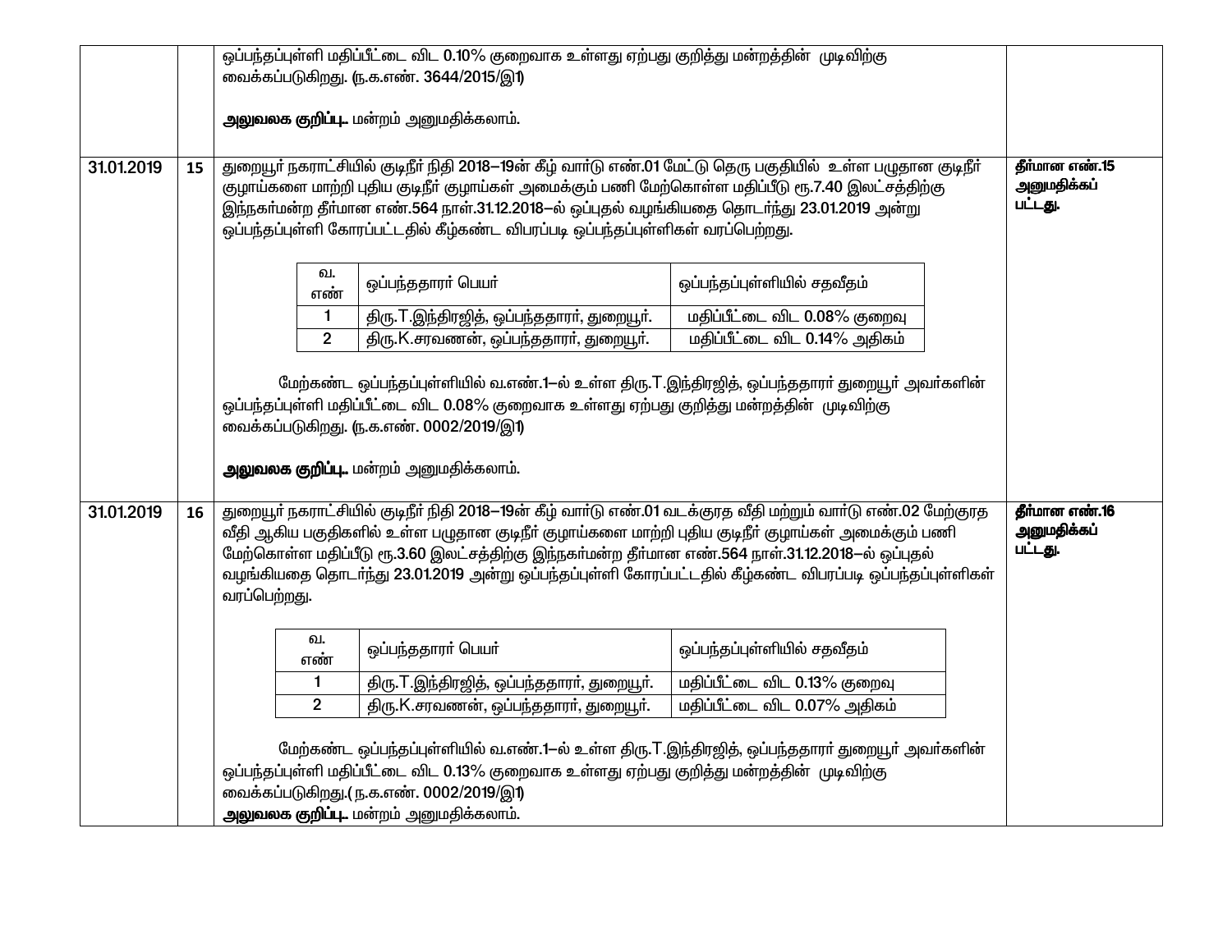| | | | |
|---|---|---|---|
| | | ஒப்பந்தப்புள்ளி மதிப்பீட்டை விட 0.10% குறைவாக உள்ளது ஏற்பது குறித்து மன்றத்தின் முடிவிற்கு வைக்கப்படுகிறது. (ந.க.எண். 3644/2015/இ1)<br><br>**அலுவலக குறிப்பு.** மன்றம் அனுமதிக்கலாம். | |
| 31.01.2019 | 15 | துறையூர் நகராட்சியில் குடிநீர் நிதி 2018–19ன் கீழ் வார்டு எண்.01 மேட்டு தெரு பகுதியில் உள்ள பழுதான குடிநீர் குழாய்களை மாற்றி புதிய குடிநீர் குழாய்கள் அமைக்கும் பணி மேற்கொள்ள மதிப்பீடு ரூ.7.40 இலட்சத்திற்கு இந்நகர்மன்ற தீர்மான எண்.564 நாள்.31.12.2018–ல் ஒப்புதல் வழங்கியதை தொடர்ந்து 23.01.2019 அன்று ஒப்பந்தப்புள்ளி கோரப்பட்டதில் கீழ்கண்ட விபரப்படி ஒப்பந்தப்புள்ளிகள் வரப்பெற்றது.<br><br>வ.எண் 1 – திரு.T.இந்திரஜித், ஒப்பந்ததாரர், துறையூர். – மதிப்பீட்டை விட 0.08% குறைவு<br>வ.எண் 2 – திரு.K.சரவணன், ஒப்பந்ததாரர், துறையூர். – மதிப்பீட்டை விட 0.14% அதிகம்<br><br>மேற்கண்ட ஒப்பந்தப்புள்ளியில் வ.எண்.1–ல் உள்ள திரு.T.இந்திரஜித், ஒப்பந்ததாரர் துறையூர் அவர்களின் ஒப்பந்தப்புள்ளி மதிப்பீட்டை விட 0.08% குறைவாக உள்ளது ஏற்பது குறித்து மன்றத்தின் முடிவிற்கு வைக்கப்படுகிறது. (ந.க.எண். 0002/2019/இ1)<br><br>**அலுவலக குறிப்பு.** மன்றம் அனுமதிக்கலாம். | **தீர்மான எண்.15 அனுமதிக்கப் பட்டது.** |
| 31.01.2019 | 16 | துறையூர் நகராட்சியில் குடிநீர் நிதி 2018–19ன் கீழ் வார்டு எண்.01 வடக்குரத வீதி மற்றும் வார்டு எண்.02 மேற்குரத வீதி ஆகிய பகுதிகளில் உள்ள பழுதான குடிநீர் குழாய்களை மாற்றி புதிய குடிநீர் குழாய்கள் அமைக்கும் பணி மேற்கொள்ள மதிப்பீடு ரூ.3.60 இலட்சத்திற்கு இந்நகர்மன்ற தீர்மான எண்.564 நாள்.31.12.2018–ல் ஒப்புதல் வழங்கியதை தொடர்ந்து 23.01.2019 அன்று ஒப்பந்தப்புள்ளி கோரப்பட்டதில் கீழ்கண்ட விபரப்படி ஒப்பந்தப்புள்ளிகள் வரப்பெற்றது.<br><br>வ.எண் 1 – திரு.T.இந்திரஜித், ஒப்பந்ததாரர், துறையூர். – மதிப்பீட்டை விட 0.13% குறைவு<br>வ.எண் 2 – திரு.K.சரவணன், ஒப்பந்ததாரர், துறையூர். – மதிப்பீட்டை விட 0.07% அதிகம்<br><br>மேற்கண்ட ஒப்பந்தப்புள்ளியில் வ.எண்.1–ல் உள்ள திரு.T.இந்திரஜித், ஒப்பந்ததாரர் துறையூர் அவர்களின் ஒப்பந்தப்புள்ளி மதிப்பீட்டை விட 0.13% குறைவாக உள்ளது ஏற்பது குறித்து மன்றத்தின் முடிவிற்கு வைக்கப்படுகிறது.( ந.க.எண். 0002/2019/இ1)<br>**அலுவலக குறிப்பு.** மன்றம் அனுமதிக்கலாம். | **தீர்மான எண்.16 அனுமதிக்கப் பட்டது.** |

Tender table for item 15:

| வ. எண் | ஒப்பந்ததாரர் பெயர் | ஒப்பந்தப்புள்ளியில் சதவீதம் |
|---|---|---|
| 1 | திரு.T.இந்திரஜித், ஒப்பந்ததாரர், துறையூர். | மதிப்பீட்டை விட 0.08% குறைவு |
| 2 | திரு.K.சரவணன், ஒப்பந்ததாரர், துறையூர். | மதிப்பீட்டை விட 0.14% அதிகம் |

Tender table for item 16:

| வ. எண் | ஒப்பந்ததாரர் பெயர் | ஒப்பந்தப்புள்ளியில் சதவீதம் |
|---|---|---|
| 1 | திரு.T.இந்திரஜித், ஒப்பந்ததாரர், துறையூர். | மதிப்பீட்டை விட 0.13% குறைவு |
| 2 | திரு.K.சரவணன், ஒப்பந்ததாரர், துறையூர். | மதிப்பீட்டை விட 0.07% அதிகம் |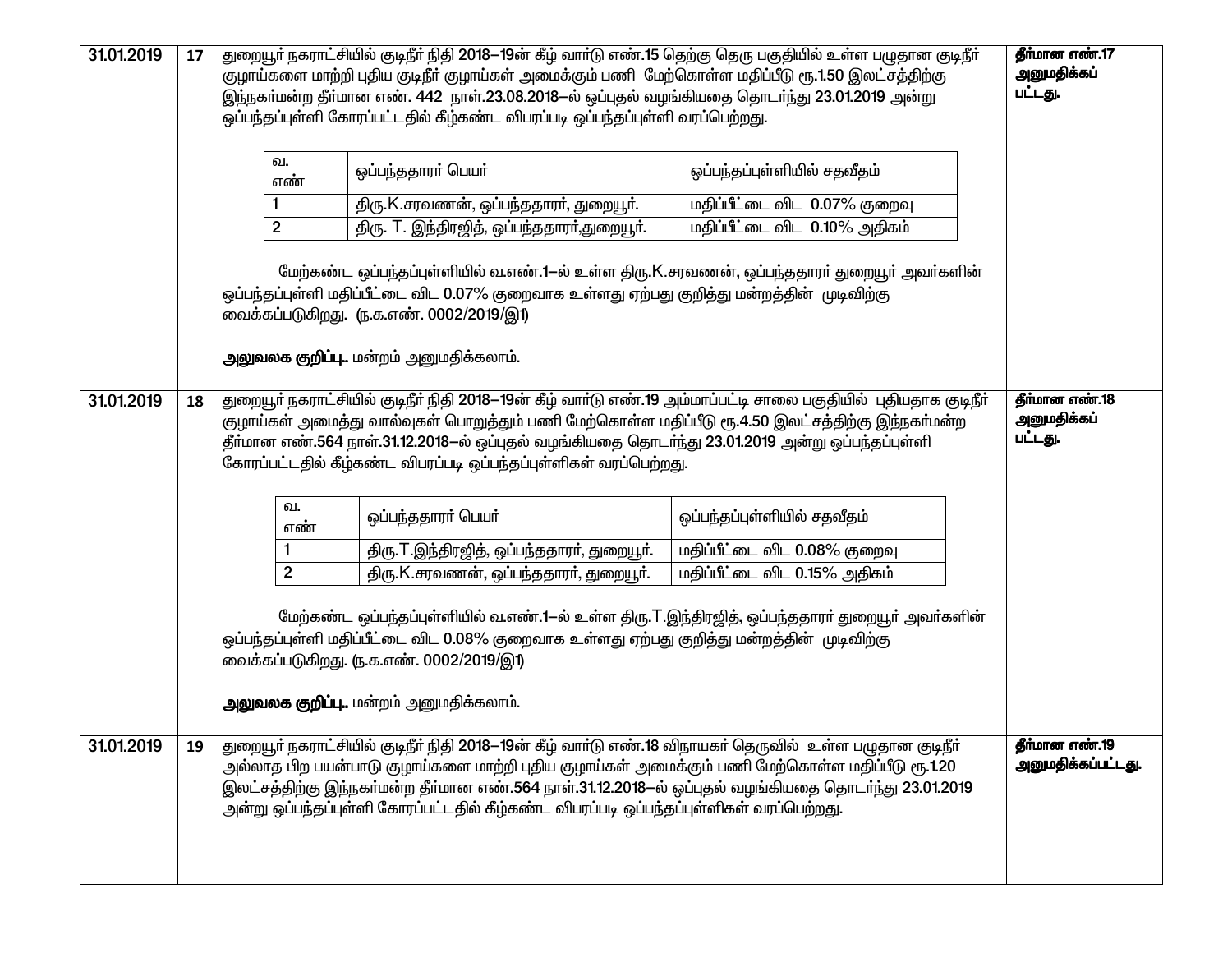| | | | |
|---|---|---|---|
| 31.01.2019 | 17 | துறையூர் நகராட்சியில் குடிநீர் நிதி 2018–19ன் கீழ் வார்டு எண்.15 தெற்கு தெரு பகுதியில் உள்ள பழுதான குடிநீர் குழாய்களை மாற்றி புதிய குடிநீர் குழாய்கள் அமைக்கும் பணி மேற்கொள்ள மதிப்பீடு ரூ.1.50 இலட்சத்திற்கு இந்நகர்மன்ற தீர்மான எண். 442 நாள்.23.08.2018–ல் ஒப்புதல் வழங்கியதை தொடர்ந்து 23.01.2019 அன்று ஒப்பந்தப்புள்ளி கோரப்பட்டதில் கீழ்கண்ட விபரப்படி ஒப்பந்தப்புள்ளி வரப்பெற்றது. | தீர்மான எண்.17 அனுமதிக்கப் பட்டது. |

| வ. எண் | ஒப்பந்ததாரர் பெயர் | ஒப்பந்தப்புள்ளியில் சதவீதம் |
|---|---|---|
| 1 | திரு.K.சரவணன், ஒப்பந்ததாரர், துறையூர். | மதிப்பீட்டை விட 0.07% குறைவு |
| 2 | திரு. T. இந்திரஜித், ஒப்பந்ததாரர்,துறையூர். | மதிப்பீட்டை விட 0.10% அதிகம் |

மேற்கண்ட ஒப்பந்தப்புள்ளியில் வ.எண்.1–ல் உள்ள திரு.K.சரவணன், ஒப்பந்ததாரர் துறையூர் அவர்களின் ஒப்பந்தப்புள்ளி மதிப்பீட்டை விட 0.07% குறைவாக உள்ளது ஏற்பது குறித்து மன்றத்தின் முடிவிற்கு வைக்கப்படுகிறது. (ந.க.எண். 0002/2019/இ1)

**அலுவலக குறிப்பு.** மன்றம் அனுமதிக்கலாம்.

| | | | |
|---|---|---|---|
| 31.01.2019 | 18 | துறையூர் நகராட்சியில் குடிநீர் நிதி 2018–19ன் கீழ் வார்டு எண்.19 அம்மாப்பட்டி சாலை பகுதியில் புதியதாக குடிநீர் குழாய்கள் அமைத்து வால்வுகள் பொறுத்தும் பணி மேற்கொள்ள மதிப்பீடு ரூ.4.50 இலட்சத்திற்கு இந்நகர்மன்ற தீர்மான எண்.564 நாள்.31.12.2018–ல் ஒப்புதல் வழங்கியதை தொடர்ந்து 23.01.2019 அன்று ஒப்பந்தப்புள்ளி கோரப்பட்டதில் கீழ்கண்ட விபரப்படி ஒப்பந்தப்புள்ளிகள் வரப்பெற்றது. | தீர்மான எண்.18 அனுமதிக்கப் பட்டது. |

| வ. எண் | ஒப்பந்ததாரர் பெயர் | ஒப்பந்தப்புள்ளியில் சதவீதம் |
|---|---|---|
| 1 | திரு.T.இந்திரஜித், ஒப்பந்ததாரர், துறையூர். | மதிப்பீட்டை விட 0.08% குறைவு |
| 2 | திரு.K.சரவணன், ஒப்பந்ததாரர், துறையூர். | மதிப்பீட்டை விட 0.15% அதிகம் |

மேற்கண்ட ஒப்பந்தப்புள்ளியில் வ.எண்.1–ல் உள்ள திரு.T.இந்திரஜித், ஒப்பந்ததாரர் துறையூர் அவர்களின் ஒப்பந்தப்புள்ளி மதிப்பீட்டை விட 0.08% குறைவாக உள்ளது ஏற்பது குறித்து மன்றத்தின் முடிவிற்கு வைக்கப்படுகிறது. (ந.க.எண். 0002/2019/இ1)

**அலுவலக குறிப்பு.** மன்றம் அனுமதிக்கலாம்.

| | | | |
|---|---|---|---|
| 31.01.2019 | 19 | துறையூர் நகராட்சியில் குடிநீர் நிதி 2018–19ன் கீழ் வார்டு எண்.18 விநாயகர் தெருவில் உள்ள பழுதான குடிநீர் அல்லாத பிற பயன்பாடு குழாய்களை மாற்றி புதிய குழாய்கள் அமைக்கும் பணி மேற்கொள்ள மதிப்பீடு ரூ.1.20 இலட்சத்திற்கு இந்நகர்மன்ற தீர்மான எண்.564 நாள்.31.12.2018–ல் ஒப்புதல் வழங்கியதை தொடர்ந்து 23.01.2019 அன்று ஒப்பந்தப்புள்ளி கோரப்பட்டதில் கீழ்கண்ட விபரப்படி ஒப்பந்தப்புள்ளிகள் வரப்பெற்றது. | தீர்மான எண்.19 அனுமதிக்கப்பட்டது. |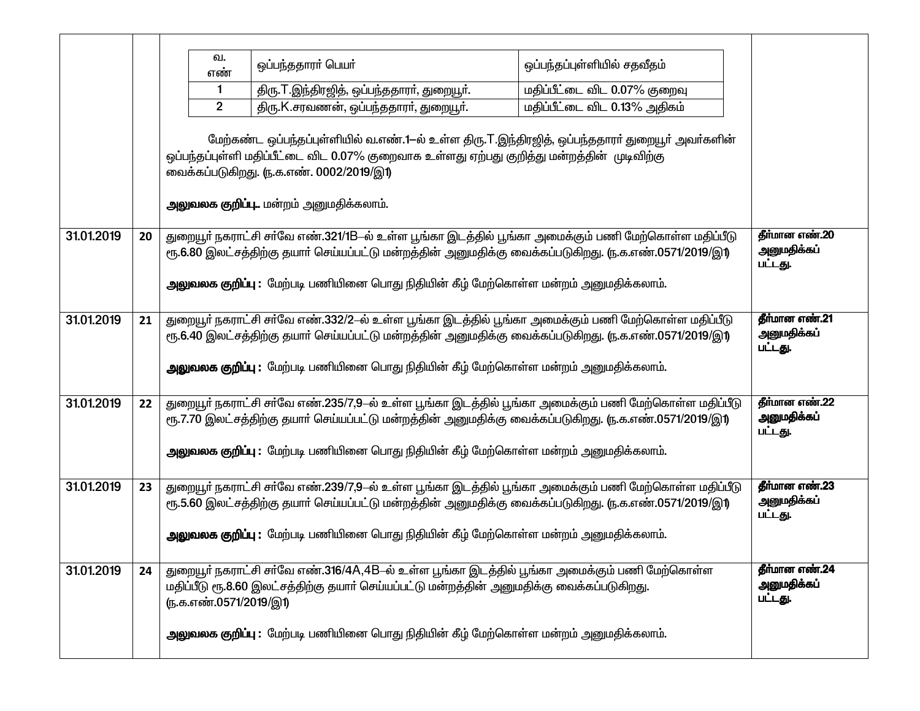| | | | |
|---|---|---|---|
| | 20 | <table><tr><td>வ. எண்</td><td>ஒப்பந்ததாரர் பெயர்</td><td>ஒப்பந்தப்புள்ளியில் சதவீதம்</td></tr><tr><td>1</td><td>திரு.T.இந்திரஜித், ஒப்பந்ததாரர், துறையூர்.</td><td>மதிப்பீட்டை விட 0.07% குறைவு</td></tr><tr><td>2</td><td>திரு.K.சரவணன், ஒப்பந்ததாரர், துறையூர்.</td><td>மதிப்பீட்டை விட 0.13% அதிகம்</td></tr></table> மேற்கண்ட ஒப்பந்தப்புள்ளியில் வ.எண்.1–ல் உள்ள திரு.T.இந்திரஜித், ஒப்பந்ததாரர் துறையூர் அவர்களின் ஒப்பந்தப்புள்ளி மதிப்பீட்டை விட 0.07% குறைவாக உள்ளது ஏற்பது குறித்து மன்றத்தின் முடிவிற்கு வைக்கப்படுகிறது. (ந.க.எண். 0002/2019/இ1)<br><br>**அலுவலக குறிப்பு.** மன்றம் அனுமதிக்கலாம். | |
| 31.01.2019 | 20 | துறையூர் நகராட்சி சர்வே எண்.321/1B–ல் உள்ள பூங்கா இடத்தில் பூங்கா அமைக்கும் பணி மேற்கொள்ள மதிப்பீடு ரூ.6.80 இலட்சத்திற்கு தயார் செய்யப்பட்டு மன்றத்தின் அனுமதிக்கு வைக்கப்படுகிறது. (ந.க.எண்.0571/2019/இ1)<br><br>**அலுவலக குறிப்பு :** மேற்படி பணியினை பொது நிதியின் கீழ் மேற்கொள்ள மன்றம் அனுமதிக்கலாம். | **தீர்மான எண்.20 அனுமதிக்கப் பட்டது.** |
| 31.01.2019 | 21 | துறையூர் நகராட்சி சர்வே எண்.332/2–ல் உள்ள பூங்கா இடத்தில் பூங்கா அமைக்கும் பணி மேற்கொள்ள மதிப்பீடு ரூ.6.40 இலட்சத்திற்கு தயார் செய்யப்பட்டு மன்றத்தின் அனுமதிக்கு வைக்கப்படுகிறது. (ந.க.எண்.0571/2019/இ1)<br><br>**அலுவலக குறிப்பு :** மேற்படி பணியினை பொது நிதியின் கீழ் மேற்கொள்ள மன்றம் அனுமதிக்கலாம். | **தீர்மான எண்.21 அனுமதிக்கப் பட்டது.** |
| 31.01.2019 | 22 | துறையூர் நகராட்சி சர்வே எண்.235/7,9–ல் உள்ள பூங்கா இடத்தில் பூங்கா அமைக்கும் பணி மேற்கொள்ள மதிப்பீடு ரூ.7.70 இலட்சத்திற்கு தயார் செய்யப்பட்டு மன்றத்தின் அனுமதிக்கு வைக்கப்படுகிறது. (ந.க.எண்.0571/2019/இ1)<br><br>**அலுவலக குறிப்பு :** மேற்படி பணியினை பொது நிதியின் கீழ் மேற்கொள்ள மன்றம் அனுமதிக்கலாம். | **தீர்மான எண்.22 அனுமதிக்கப் பட்டது.** |
| 31.01.2019 | 23 | துறையூர் நகராட்சி சர்வே எண்.239/7,9–ல் உள்ள பூங்கா இடத்தில் பூங்கா அமைக்கும் பணி மேற்கொள்ள மதிப்பீடு ரூ.5.60 இலட்சத்திற்கு தயார் செய்யப்பட்டு மன்றத்தின் அனுமதிக்கு வைக்கப்படுகிறது. (ந.க.எண்.0571/2019/இ1)<br><br>**அலுவலக குறிப்பு :** மேற்படி பணியினை பொது நிதியின் கீழ் மேற்கொள்ள மன்றம் அனுமதிக்கலாம். | **தீர்மான எண்.23 அனுமதிக்கப் பட்டது.** |
| 31.01.2019 | 24 | துறையூர் நகராட்சி சர்வே எண்.316/4A,4B–ல் உள்ள பூங்கா இடத்தில் பூங்கா அமைக்கும் பணி மேற்கொள்ள மதிப்பீடு ரூ.8.60 இலட்சத்திற்கு தயார் செய்யப்பட்டு மன்றத்தின் அனுமதிக்கு வைக்கப்படுகிறது. (ந.க.எண்.0571/2019/இ1)<br><br>**அலுவலக குறிப்பு :** மேற்படி பணியினை பொது நிதியின் கீழ் மேற்கொள்ள மன்றம் அனுமதிக்கலாம். | **தீர்மான எண்.24 அனுமதிக்கப் பட்டது.** |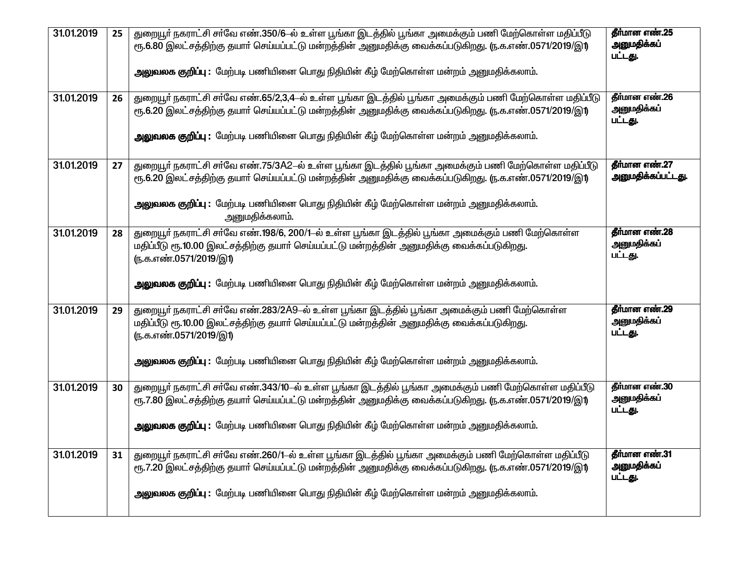| | | | |
|---|---|---|---|
| 31.01.2019 | 25 | துறையூர் நகராட்சி சர்வே எண்.350/6–ல் உள்ள பூங்கா இடத்தில் பூங்கா அமைக்கும் பணி மேற்கொள்ள மதிப்பீடு ரூ.6.80 இலட்சத்திற்கு தயார் செய்யப்பட்டு மன்றத்தின் அனுமதிக்கு வைக்கப்படுகிறது. (ந.க.எண்.0571/2019/இ1)<br><br>**அலுவலக குறிப்பு :** மேற்படி பணியினை பொது நிதியின் கீழ் மேற்கொள்ள மன்றம் அனுமதிக்கலாம். | **தீர்மான எண்.25 அனுமதிக்கப் பட்டது.** |
| 31.01.2019 | 26 | துறையூர் நகராட்சி சர்வே எண்.65/2,3,4–ல் உள்ள பூங்கா இடத்தில் பூங்கா அமைக்கும் பணி மேற்கொள்ள மதிப்பீடு ரூ.6.20 இலட்சத்திற்கு தயார் செய்யப்பட்டு மன்றத்தின் அனுமதிக்கு வைக்கப்படுகிறது. (ந.க.எண்.0571/2019/இ1)<br><br>**அலுவலக குறிப்பு :** மேற்படி பணியினை பொது நிதியின் கீழ் மேற்கொள்ள மன்றம் அனுமதிக்கலாம். | **தீர்மான எண்.26 அனுமதிக்கப் பட்டது.** |
| 31.01.2019 | 27 | துறையூர் நகராட்சி சர்வே எண்.75/3A2–ல் உள்ள பூங்கா இடத்தில் பூங்கா அமைக்கும் பணி மேற்கொள்ள மதிப்பீடு ரூ.6.20 இலட்சத்திற்கு தயார் செய்யப்பட்டு மன்றத்தின் அனுமதிக்கு வைக்கப்படுகிறது. (ந.க.எண்.0571/2019/இ1)<br><br>**அலுவலக குறிப்பு :** மேற்படி பணியினை பொது நிதியின் கீழ் மேற்கொள்ள மன்றம் அனுமதிக்கலாம். அனுமதிக்கலாம். | **தீர்மான எண்.27 அனுமதிக்கப்பட்டது.** |
| 31.01.2019 | 28 | துறையூர் நகராட்சி சர்வே எண்.198/6, 200/1–ல் உள்ள பூங்கா இடத்தில் பூங்கா அமைக்கும் பணி மேற்கொள்ள மதிப்பீடு ரூ.10.00 இலட்சத்திற்கு தயார் செய்யப்பட்டு மன்றத்தின் அனுமதிக்கு வைக்கப்படுகிறது. (ந.க.எண்.0571/2019/இ1)<br><br>**அலுவலக குறிப்பு :** மேற்படி பணியினை பொது நிதியின் கீழ் மேற்கொள்ள மன்றம் அனுமதிக்கலாம். | **தீர்மான எண்.28 அனுமதிக்கப் பட்டது.** |
| 31.01.2019 | 29 | துறையூர் நகராட்சி சர்வே எண்.283/2A9–ல் உள்ள பூங்கா இடத்தில் பூங்கா அமைக்கும் பணி மேற்கொள்ள மதிப்பீடு ரூ.10.00 இலட்சத்திற்கு தயார் செய்யப்பட்டு மன்றத்தின் அனுமதிக்கு வைக்கப்படுகிறது. (ந.க.எண்.0571/2019/இ1)<br><br>**அலுவலக குறிப்பு :** மேற்படி பணியினை பொது நிதியின் கீழ் மேற்கொள்ள மன்றம் அனுமதிக்கலாம். | **தீர்மான எண்.29 அனுமதிக்கப் பட்டது.** |
| 31.01.2019 | 30 | துறையூர் நகராட்சி சர்வே எண்.343/10–ல் உள்ள பூங்கா இடத்தில் பூங்கா அமைக்கும் பணி மேற்கொள்ள மதிப்பீடு ரூ.7.80 இலட்சத்திற்கு தயார் செய்யப்பட்டு மன்றத்தின் அனுமதிக்கு வைக்கப்படுகிறது. (ந.க.எண்.0571/2019/இ1)<br><br>**அலுவலக குறிப்பு :** மேற்படி பணியினை பொது நிதியின் கீழ் மேற்கொள்ள மன்றம் அனுமதிக்கலாம். | **தீர்மான எண்.30 அனுமதிக்கப் பட்டது.** |
| 31.01.2019 | 31 | துறையூர் நகராட்சி சர்வே எண்.260/1–ல் உள்ள பூங்கா இடத்தில் பூங்கா அமைக்கும் பணி மேற்கொள்ள மதிப்பீடு ரூ.7.20 இலட்சத்திற்கு தயார் செய்யப்பட்டு மன்றத்தின் அனுமதிக்கு வைக்கப்படுகிறது. (ந.க.எண்.0571/2019/இ1)<br><br>**அலுவலக குறிப்பு :** மேற்படி பணியினை பொது நிதியின் கீழ் மேற்கொள்ள மன்றம் அனுமதிக்கலாம். | **தீர்மான எண்.31 அனுமதிக்கப் பட்டது.** |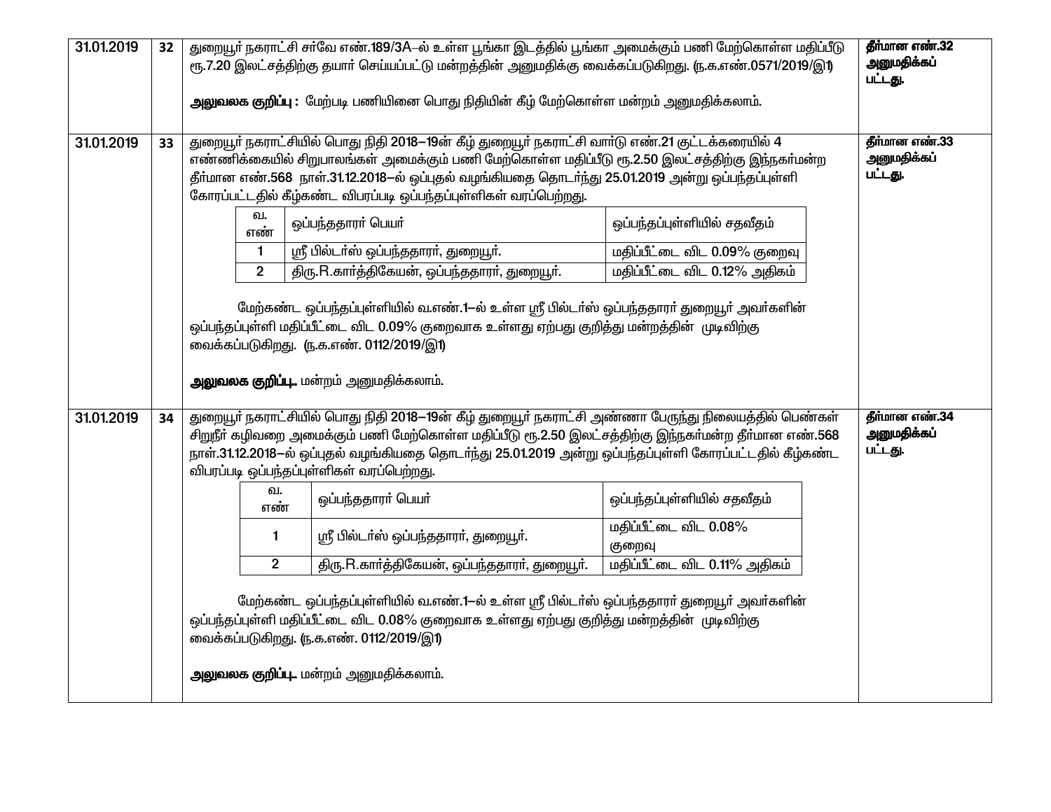| 31.01.2019 | 32 | துறையூர் நகராட்சி சர்வே எண்.189/3A–ல் உள்ள பூங்கா இடத்தில் பூங்கா அமைக்கும் பணி மேற்கொள்ள மதிப்பீடு ரூ.7.20 இலட்சத்திற்கு தயார் செய்யப்பட்டு மன்றத்தின் அனுமதிக்கு வைக்கப்படுகிறது. (ந.க.எண்.0571/2019/இ1)<br><br>**அலுவலக குறிப்பு :** மேற்படி பணியினை பொது நிதியின் கீழ் மேற்கொள்ள மன்றம் அனுமதிக்கலாம். | **தீர்மான எண்.32 அனுமதிக்கப் பட்டது.** |
|---|---|---|---|
| 31.01.2019 | 33 | துறையூர் நகராட்சியில் பொது நிதி 2018–19ன் கீழ் துறையூர் நகராட்சி வார்டு எண்.21 குட்டக்கரையில் 4 எண்ணிக்கையில் சிறுபாலங்கள் அமைக்கும் பணி மேற்கொள்ள மதிப்பீடு ரூ.2.50 இலட்சத்திற்கு இந்நகர்மன்ற தீர்மான எண்.568 நாள்.31.12.2018–ல் ஒப்புதல் வழங்கியதை தொடர்ந்து 25.01.2019 அன்று ஒப்பந்தப்புள்ளி கோரப்பட்டதில் கீழ்கண்ட விபரப்படி ஒப்பந்தப்புள்ளிகள் வரப்பெற்றது.<br><br>வ. எண் – ஒப்பந்ததாரர் பெயர் – ஒப்பந்தப்புள்ளியில் சதவீதம்<br>1 – ஸ்ரீ பில்டர்ஸ் ஒப்பந்ததாரர், துறையூர். – மதிப்பீட்டை விட 0.09% குறைவு<br>2 – திரு.R.கார்த்திகேயன், ஒப்பந்ததாரர், துறையூர். – மதிப்பீட்டை விட 0.12% அதிகம்<br><br>மேற்கண்ட ஒப்பந்தப்புள்ளியில் வ.எண்.1–ல் உள்ள ஸ்ரீ பில்டர்ஸ் ஒப்பந்ததாரர் துறையூர் அவர்களின் ஒப்பந்தப்புள்ளி மதிப்பீட்டை விட 0.09% குறைவாக உள்ளது ஏற்பது குறித்து மன்றத்தின் முடிவிற்கு வைக்கப்படுகிறது. (ந.க.எண். 0112/2019/இ1)<br><br>**அலுவலக குறிப்பு.** மன்றம் அனுமதிக்கலாம். | **தீர்மான எண்.33 அனுமதிக்கப் பட்டது.** |
| 31.01.2019 | 34 | துறையூர் நகராட்சியில் பொது நிதி 2018–19ன் கீழ் துறையூர் நகராட்சி அண்ணா பேருந்து நிலையத்தில் பெண்கள் சிறுநீர் கழிவறை அமைக்கும் பணி மேற்கொள்ள மதிப்பீடு ரூ.2.50 இலட்சத்திற்கு இந்நகர்மன்ற தீர்மான எண்.568 நாள்.31.12.2018–ல் ஒப்புதல் வழங்கியதை தொடர்ந்து 25.01.2019 அன்று ஒப்பந்தப்புள்ளி கோரப்பட்டதில் கீழ்கண்ட விபரப்படி ஒப்பந்தப்புள்ளிகள் வரப்பெற்றது.<br><br>வ. எண் – ஒப்பந்ததாரர் பெயர் – ஒப்பந்தப்புள்ளியில் சதவீதம்<br>1 – ஸ்ரீ பில்டர்ஸ் ஒப்பந்ததாரர், துறையூர். – மதிப்பீட்டை விட 0.08% குறைவு<br>2 – திரு.R.கார்த்திகேயன், ஒப்பந்ததாரர், துறையூர். – மதிப்பீட்டை விட 0.11% அதிகம்<br><br>மேற்கண்ட ஒப்பந்தப்புள்ளியில் வ.எண்.1–ல் உள்ள ஸ்ரீ பில்டர்ஸ் ஒப்பந்ததாரர் துறையூர் அவர்களின் ஒப்பந்தப்புள்ளி மதிப்பீட்டை விட 0.08% குறைவாக உள்ளது ஏற்பது குறித்து மன்றத்தின் முடிவிற்கு வைக்கப்படுகிறது. (ந.க.எண். 0112/2019/இ1)<br><br>**அலுவலக குறிப்பு.** மன்றம் அனுமதிக்கலாம். | **தீர்மான எண்.34 அனுமதிக்கப் பட்டது.** |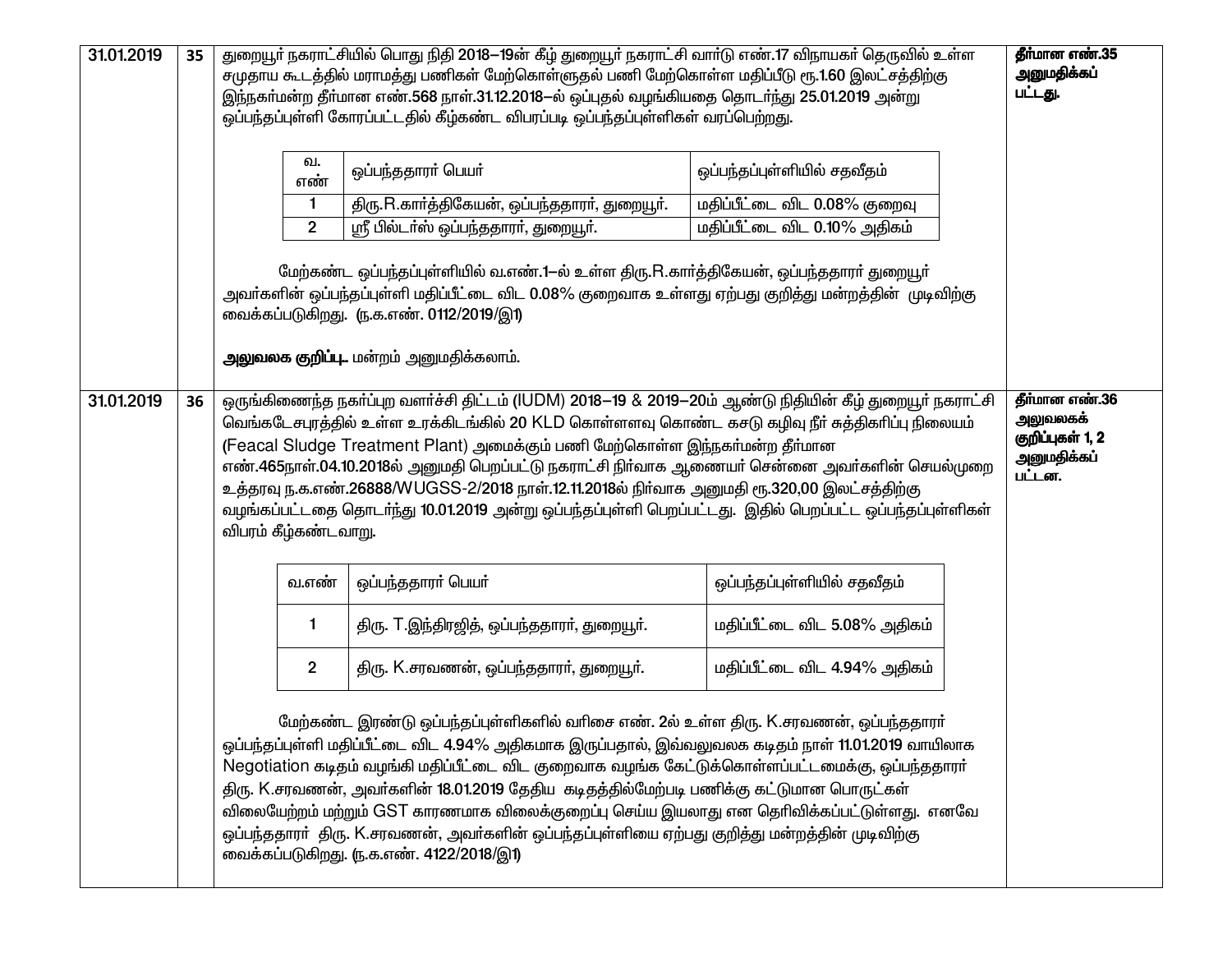| | | | |
|---|---|---|---|
| 31.01.2019 | 35 | துறையூர் நகராட்சியில் பொது நிதி 2018–19ன் கீழ் துறையூர் நகராட்சி வார்டு எண்.17 விநாயகர் தெருவில் உள்ள சமுதாய கூடத்தில் மராமத்து பணிகள் மேற்கொள்ளுதல் பணி மேற்கொள்ள மதிப்பீடு ரூ.1.60 இலட்சத்திற்கு இந்நகர்மன்ற தீர்மான எண்.568 நாள்.31.12.2018–ல் ஒப்புதல் வழங்கியதை தொடர்ந்து 25.01.2019 அன்று ஒப்பந்தப்புள்ளி கோரப்பட்டதில் கீழ்கண்ட விபரப்படி ஒப்பந்தப்புள்ளிகள் வரப்பெற்றது. | **தீர்மான எண்.35 அனுமதிக்கப் பட்டது.** |

| வ. எண் | ஒப்பந்ததாரர் பெயர் | ஒப்பந்தப்புள்ளியில் சதவீதம் |
|---|---|---|
| 1 | திரு.R.கார்த்திகேயன், ஒப்பந்ததாரர், துறையூர். | மதிப்பீட்டை விட 0.08% குறைவு |
| 2 | ஸ்ரீ பில்டர்ஸ் ஒப்பந்ததாரர், துறையூர். | மதிப்பீட்டை விட 0.10% அதிகம் |

மேற்கண்ட ஒப்பந்தப்புள்ளியில் வ.எண்.1–ல் உள்ள திரு.R.கார்த்திகேயன், ஒப்பந்ததாரர் துறையூர் அவர்களின் ஒப்பந்தப்புள்ளி மதிப்பீட்டை விட 0.08% குறைவாக உள்ளது ஏற்பது குறித்து மன்றத்தின் முடிவிற்கு வைக்கப்படுகிறது. (ந.க.எண். 0112/2019/இ1)

**அலுவலக குறிப்பு.** மன்றம் அனுமதிக்கலாம்.

| | | | |
|---|---|---|---|
| 31.01.2019 | 36 | ஒருங்கிணைந்த நகர்ப்புற வளர்ச்சி திட்டம் (IUDM) 2018–19 & 2019–20ம் ஆண்டு நிதியின் கீழ் துறையூர் நகராட்சி வெங்கடேசபுரத்தில் உள்ள உரக்கிடங்கில் 20 KLD கொள்ளளவு கொண்ட கசடு கழிவு நீர் சுத்திகரிப்பு நிலையம் (Feacal Sludge Treatment Plant) அமைக்கும் பணி மேற்கொள்ள இந்நகர்மன்ற தீர்மான எண்.465நாள்.04.10.2018ல் அனுமதி பெறப்பட்டு நகராட்சி நிர்வாக ஆணையர் சென்னை அவர்களின் செயல்முறை உத்தரவு ந.க.எண்.26888/WUGSS-2/2018 நாள்.12.11.2018ல் நிர்வாக அனுமதி ரூ.320,00 இலட்சத்திற்கு வழங்கப்பட்டதை தொடர்ந்து 10.01.2019 அன்று ஒப்பந்தப்புள்ளி பெறப்பட்டது. இதில் பெறப்பட்ட ஒப்பந்தப்புள்ளிகள் விபரம் கீழ்கண்டவாறு. | **தீர்மான எண்.36 அலுவலகக் குறிப்புகள் 1, 2 அனுமதிக்கப் பட்டன.** |

| வ.எண் | ஒப்பந்ததாரர் பெயர் | ஒப்பந்தப்புள்ளியில் சதவீதம் |
|---|---|---|
| 1 | திரு. T.இந்திரஜித், ஒப்பந்ததாரர், துறையூர். | மதிப்பீட்டை விட 5.08% அதிகம் |
| 2 | திரு. K.சரவணன், ஒப்பந்ததாரர், துறையூர். | மதிப்பீட்டை விட 4.94% அதிகம் |

மேற்கண்ட இரண்டு ஒப்பந்தப்புள்ளிகளில் வரிசை எண். 2ல் உள்ள திரு. K.சரவணன், ஒப்பந்ததாரர் ஒப்பந்தப்புள்ளி மதிப்பீட்டை விட 4.94% அதிகமாக இருப்பதால், இவ்வலுவலக கடிதம் நாள் 11.01.2019 வாயிலாக Negotiation கடிதம் வழங்கி மதிப்பீட்டை விட குறைவாக வழங்க கேட்டுக்கொள்ளப்பட்டமைக்கு, ஒப்பந்ததாரர் திரு. K.சரவணன், அவர்களின் 18.01.2019 தேதிய கடிதத்தில்மேற்படி பணிக்கு கட்டுமான பொருட்கள் விலையேற்றம் மற்றும் GST காரணமாக விலைக்குறைப்பு செய்ய இயலாது என தெரிவிக்கப்பட்டுள்ளது. எனவே ஒப்பந்ததாரர் திரு. K.சரவணன், அவர்களின் ஒப்பந்தப்புள்ளியை ஏற்பது குறித்து மன்றத்தின் முடிவிற்கு வைக்கப்படுகிறது. (ந.க.எண். 4122/2018/இ1)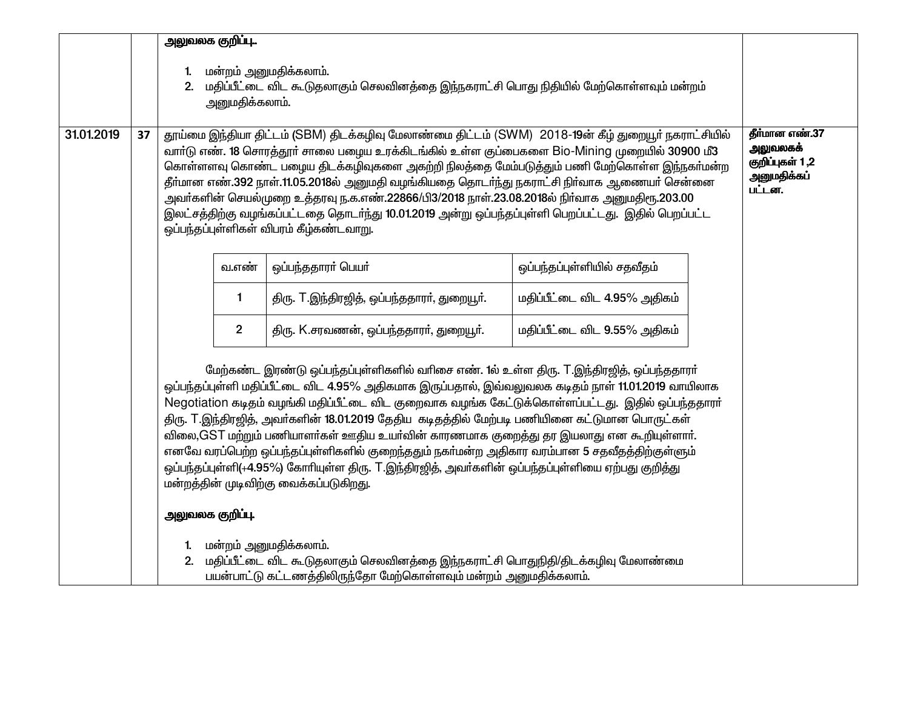| | | | |
|---|---|---|---|
| | | **அலுவலக குறிப்பு.**<br><br>1. மன்றம் அனுமதிக்கலாம்.<br>2. மதிப்பீட்டை விட கூடுதலாகும் செலவினத்தை இந்நகராட்சி பொது நிதியில் மேற்கொள்ளவும் மன்றம் அனுமதிக்கலாம். | |
| 31.01.2019 | 37 | தூய்மை இந்தியா திட்டம் (SBM) திடக்கழிவு மேலாண்மை திட்டம் (SWM) 2018-19ன் கீழ் துறையூர் நகராட்சியில் வார்டு எண். 18 சொரத்தூர் சாலை பழைய உரக்கிடங்கில் உள்ள குப்பைகளை Bio-Mining முறையில் 30900 மீ3 கொள்ளளவு கொண்ட பழைய திடக்கழிவுகளை அகற்றி நிலத்தை மேம்படுத்தும் பணி மேற்கொள்ள இந்நகர்மன்ற தீர்மான எண்.392 நாள்.11.05.2018ல் அனுமதி வழங்கியதை தொடர்ந்து நகராட்சி நிர்வாக ஆணையர் சென்னை அவர்களின் செயல்முறை உத்தரவு ந.க.எண்.22866/பி3/2018 நாள்.23.08.2018ல் நிர்வாக அனுமதிரூ.203.00 இலட்சத்திற்கு வழங்கப்பட்டதை தொடர்ந்து 10.01.2019 அன்று ஒப்பந்தப்புள்ளி பெறப்பட்டது. இதில் பெறப்பட்ட ஒப்பந்தப்புள்ளிகள் விபரம் கீழ்கண்டவாறு.<br><br>வ.எண் \| ஒப்பந்ததாரர் பெயர் \| ஒப்பந்தப்புள்ளியில் சதவீதம்<br>1 \| திரு. T.இந்திரஜித், ஒப்பந்ததாரர், துறையூர். \| மதிப்பீட்டை விட 4.95% அதிகம்<br>2 \| திரு. K.சரவணன், ஒப்பந்ததாரர், துறையூர். \| மதிப்பீட்டை விட 9.55% அதிகம்<br><br>மேற்கண்ட இரண்டு ஒப்பந்தப்புள்ளிகளில் வரிசை எண். 1ல் உள்ள திரு. T.இந்திரஜித், ஒப்பந்ததாரர் ஒப்பந்தப்புள்ளி மதிப்பீட்டை விட 4.95% அதிகமாக இருப்பதால், இவ்வலுவலக கடிதம் நாள் 11.01.2019 வாயிலாக Negotiation கடிதம் வழங்கி மதிப்பீட்டை விட குறைவாக வழங்க கேட்டுக்கொள்ளப்பட்டது. இதில் ஒப்பந்ததாரர் திரு. T.இந்திரஜித், அவர்களின் 18.01.2019 தேதிய கடிதத்தில் மேற்படி பணியினை கட்டுமான பொருட்கள் விலை,GST மற்றும் பணியாளர்கள் ஊதிய உயர்வின் காரணமாக குறைத்து தர இயலாது என கூறியுள்ளார். எனவே வரப்பெற்ற ஒப்பந்தப்புள்ளிகளில் குறைந்ததும் நகர்மன்ற அதிகார வரம்பான 5 சதவீதத்திற்குள்ளும் ஒப்பந்தப்புள்ளி(+4.95%) கோரியுள்ள திரு. T.இந்திரஜித், அவர்களின் ஒப்பந்தப்புள்ளியை ஏற்பது குறித்து மன்றத்தின் முடிவிற்கு வைக்கப்படுகிறது.<br><br>**அலுவலக குறிப்பு.**<br><br>1. மன்றம் அனுமதிக்கலாம்.<br>2. மதிப்பீட்டை விட கூடுதலாகும் செலவினத்தை இந்நகராட்சி பொதுநிதி/திடக்கழிவு மேலாண்மை பயன்பாட்டு கட்டணத்திலிருந்தோ மேற்கொள்ளவும் மன்றம் அனுமதிக்கலாம். | **தீர்மான எண்.37 அலுவலகக் குறிப்புகள் 1 ,2 அனுமதிக்கப் பட்டன.** |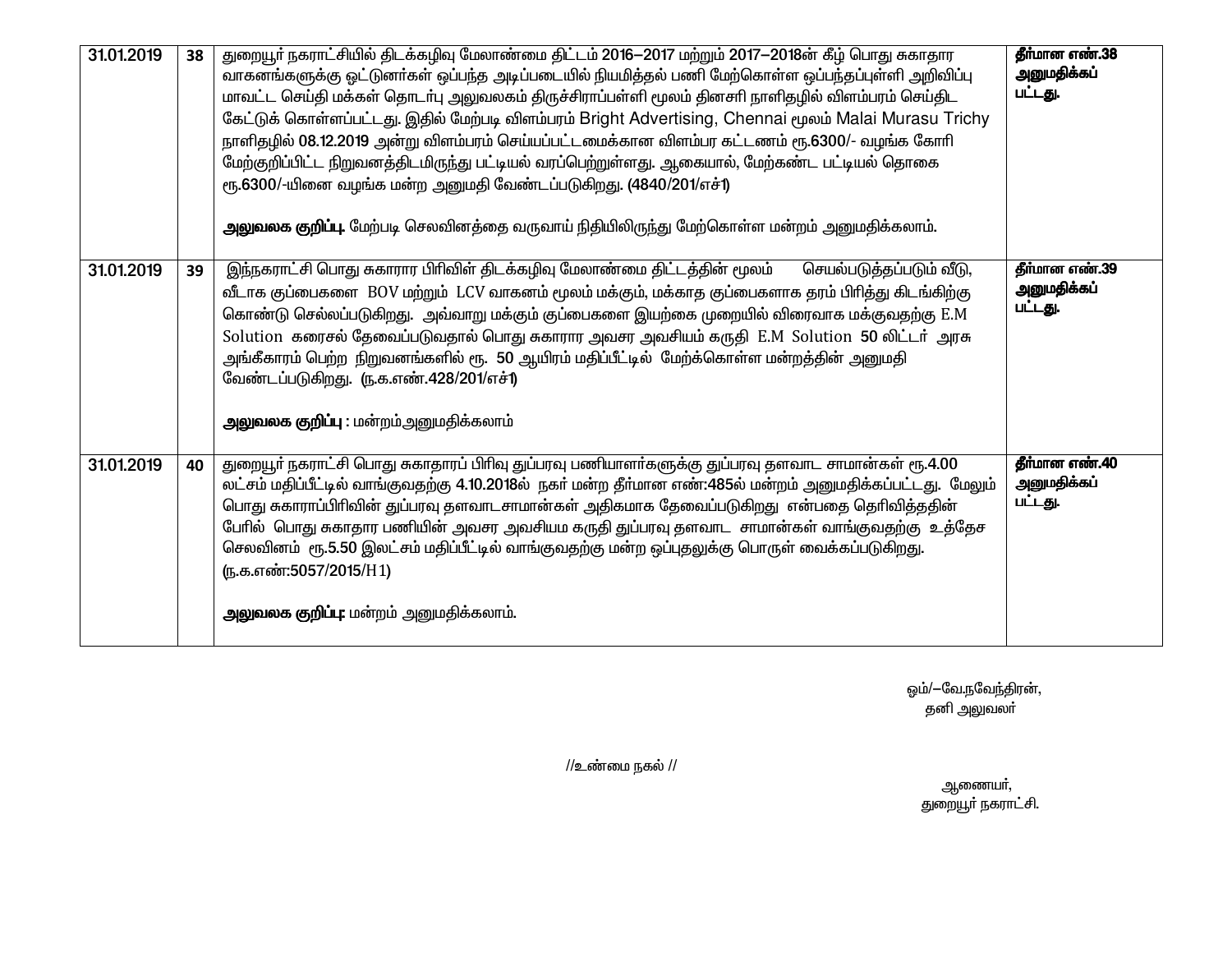| | | | |
|---|---|---|---|
| 31.01.2019 | 38 | துறையூர் நகராட்சியில் திடக்கழிவு மேலாண்மை திட்டம் 2016–2017 மற்றும் 2017–2018ன் கீழ் பொது சுகாதார வாகனங்களுக்கு ஓட்டுனர்கள் ஒப்பந்த அடிப்படையில் நியமித்தல் பணி மேற்கொள்ள ஒப்பந்தப்புள்ளி அறிவிப்பு மாவட்ட செய்தி மக்கள் தொடர்பு அலுவலகம் திருச்சிராப்பள்ளி மூலம் தினசரி நாளிதழில் விளம்பரம் செய்திட கேட்டுக் கொள்ளப்பட்டது. இதில் மேற்படி விளம்பரம் Bright Advertising, Chennai மூலம் Malai Murasu Trichy நாளிதழில் 08.12.2019 அன்று விளம்பரம் செய்யப்பட்டமைக்கான விளம்பர கட்டணம் ரூ.6300/- வழங்க கோரி மேற்குறிப்பிட்ட நிறுவனத்திடமிருந்து பட்டியல் வரப்பெற்றுள்ளது. ஆகையால், மேற்கண்ட பட்டியல் தொகை ரூ.6300/-யினை வழங்க மன்ற அனுமதி வேண்டப்படுகிறது. **(4840/201/எச்1)**<br><br>**அலுவலக குறிப்பு.** மேற்படி செலவினத்தை வருவாய் நிதியிலிருந்து மேற்கொள்ள மன்றம் அனுமதிக்கலாம். | **தீர்மான எண்.38 அனுமதிக்கப் பட்டது.** |
| 31.01.2019 | 39 | இந்நகராட்சி பொது சுகாரார பிரிவில் திடக்கழிவு மேலாண்மை திட்டத்தின் மூலம் செயல்படுத்தப்படும் வீடு, வீடாக குப்பைகளை BOV மற்றும் LCV வாகனம் மூலம் மக்கும், மக்காத குப்பைகளாக தரம் பிரித்து கிடங்கிற்கு கொண்டு செல்லப்படுகிறது. அவ்வாறு மக்கும் குப்பைகளை இயற்கை முறையில் விரைவாக மக்குவதற்கு E.M Solution கரைசல் தேவைப்படுவதால் பொது சுகாரார அவசர அவசியம் கருதி E.M Solution 50 லிட்டர் அரசு அங்கீகாரம் பெற்ற நிறுவனங்களில் ரூ. 50 ஆயிரம் மதிப்பீட்டில் மேற்க்கொள்ள மன்றத்தின் அனுமதி வேண்டப்படுகிறது. (ந.க.எண்.428/201/எச்1)<br><br>**அலுவலக குறிப்பு** : மன்றம்அனுமதிக்கலாம் | **தீர்மான எண்.39 அனுமதிக்கப் பட்டது.** |
| 31.01.2019 | 40 | துறையூர் நகராட்சி பொது சுகாதாரப் பிரிவு துப்பரவு பணியாளர்களுக்கு துப்பரவு தளவாட சாமான்கள் ரூ.4.00 லட்சம் மதிப்பீட்டில் வாங்குவதற்கு 4.10.2018ல் நகர் மன்ற தீர்மான எண்:485ல் மன்றம் அனுமதிக்கப்பட்டது. மேலும் பொது சுகாராப்பிரிவின் துப்பரவு தளவாடசாமான்கள் அதிகமாக தேவைப்படுகிறது என்பதை தெரிவித்ததின் பேரில் பொது சுகாதார பணியின் அவசர அவசியம கருதி துப்பரவு தளவாட சாமான்கள் வாங்குவதற்கு உத்தேச செலவினம் ரூ.5.50 இலட்சம் மதிப்பீட்டில் வாங்குவதற்கு மன்ற ஒப்புதலுக்கு பொருள் வைக்கப்படுகிறது. (ந.க.எண்:5057/2015/H1)<br><br>**அலுவலக குறிப்பு:** மன்றம் அனுமதிக்கலாம். | **தீர்மான எண்.40 அனுமதிக்கப் பட்டது.** |

ஒம்/–வே.நவேந்திரன்,
தனி அலுவலர்

//உண்மை நகல் //

ஆணையர்,
துறையூர் நகராட்சி.